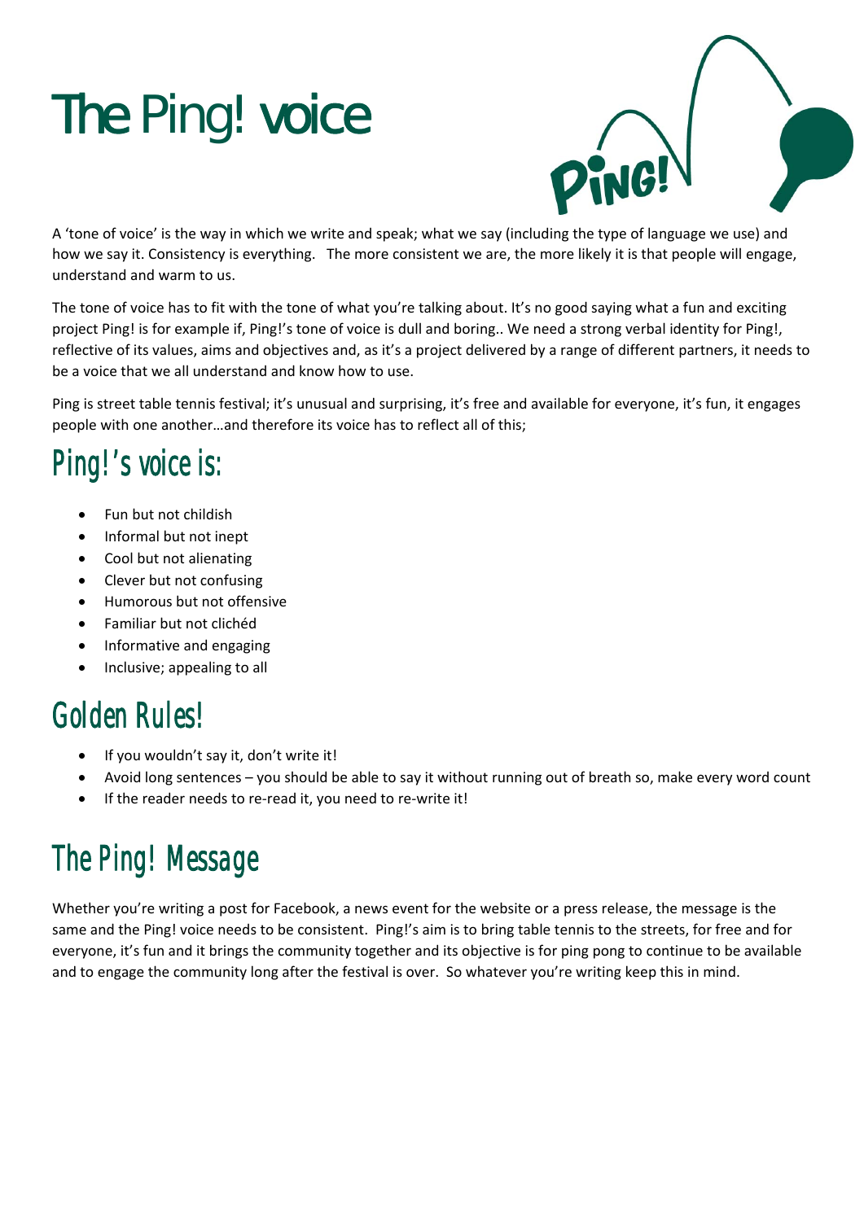# The Ping! voice

A 'tone of voice' is the way in which we write and speak; what we say (including the type of language we use) and how we say it. Consistency is everything. The more consistent we are, the more likely it is that people will engage, understand and warm to us.

The tone of voice has to fit with the tone of what you're talking about. It's no good saying what a fun and exciting project Ping! is for example if, Ping!'s tone of voice is dull and boring.. We need a strong verbal identity for Ping!, reflective of its values, aims and objectives and, as it's a project delivered by a range of different partners, it needs to be a voice that we all understand and know how to use.

Ping is street table tennis festival; it's unusual and surprising, it's free and available for everyone, it's fun, it engages people with one another…and therefore its voice has to reflect all of this;

## Ping!'s voice is:

- Fun but not childish
- Informal but not inept
- Cool but not alienating
- Clever but not confusing
- Humorous but not offensive
- Familiar but not clichéd
- Informative and engaging
- Inclusive; appealing to all

## Golden Rules!

- If you wouldn't say it, don't write it!
- Avoid long sentences – you should be able to say it without running out of breath so, make every word count
- If the reader needs to re-read it, you need to re-write it!

## The Ping! Message

Whether you're writing a post for Facebook, a news event for the website or a press release, the message is the same and the Ping! voice needs to be consistent. Ping!'s aim is to bring table tennis to the streets, for free and for everyone, it's fun and it brings the community together and its objective is for ping pong to continue to be available and to engage the community long after the festival is over. So whatever you're writing keep this in mind.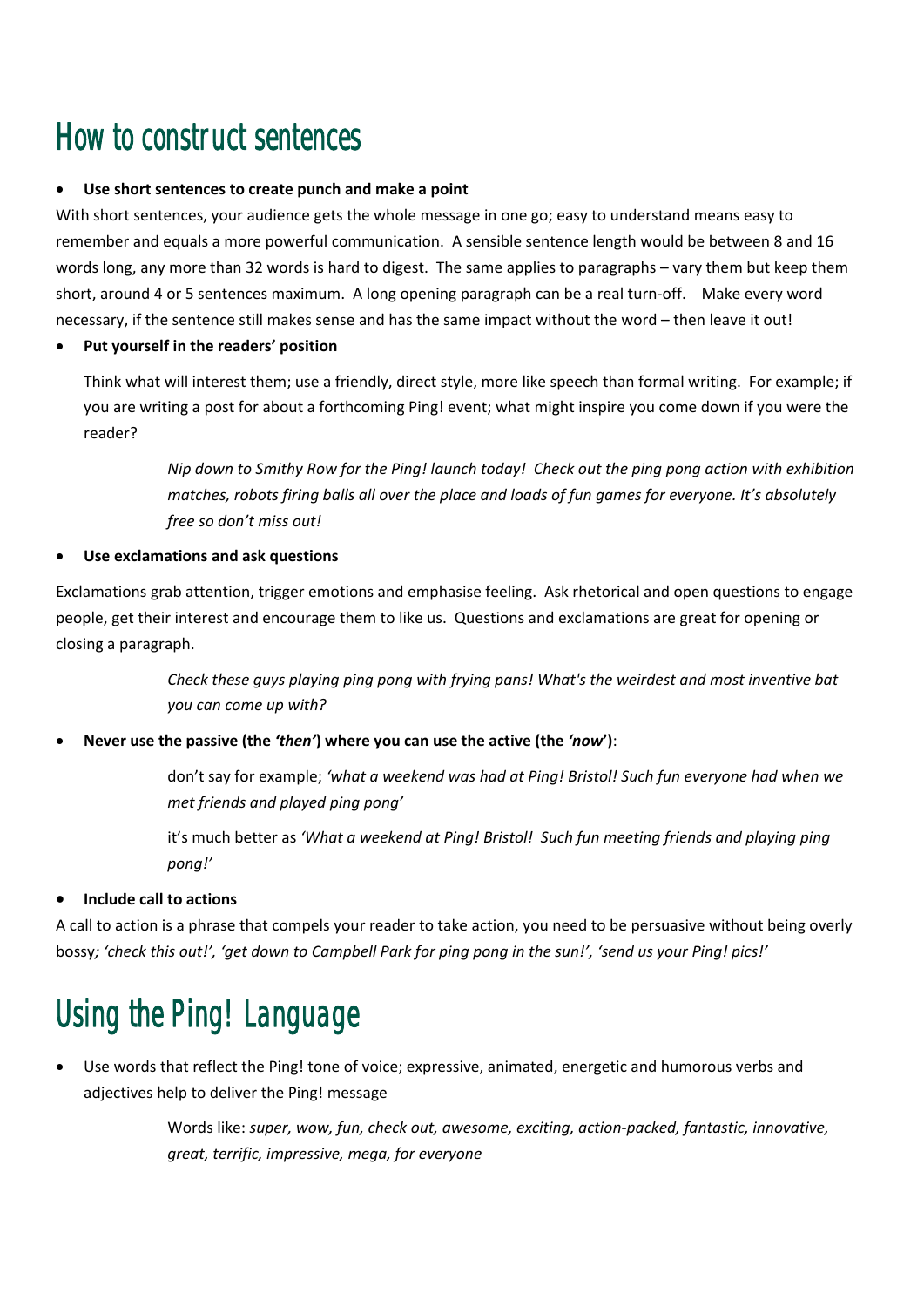# How to construct sentences

- **Use short sentences to create punch and make a point**

With short sentences, your audience gets the whole message in one go; easy to understand means easy to remember and equals a more powerful communication. A sensible sentence length would be between 8 and 16 words long, any more than 32 words is hard to digest. The same applies to paragraphs – vary them but keep them short, around 4 or 5 sentences maximum. A long opening paragraph can be a real turn-off. Make every word necessary, if the sentence still makes sense and has the same impact without the word – then leave it out!

- **Put yourself in the readers' position**

  Think what will interest them; use a friendly, direct style, more like speech than formal writing. For example; if you are writing a post for about a forthcoming Ping! event; what might inspire you come down if you were the reader?

  > *Nip down to Smithy Row for the Ping! launch today! Check out the ping pong action with exhibition matches, robots firing balls all over the place and loads of fun games for everyone. It's absolutely free so don't miss out!*

- **Use exclamations and ask questions**

Exclamations grab attention, trigger emotions and emphasise feeling. Ask rhetorical and open questions to engage people, get their interest and encourage them to like us. Questions and exclamations are great for opening or closing a paragraph.

> *Check these guys playing ping pong with frying pans! What's the weirdest and most inventive bat you can come up with?*

- **Never use the passive (the *'then'*) where you can use the active (the *'now'*)**:

  > don't say for example; *'what a weekend was had at Ping! Bristol! Such fun everyone had when we met friends and played ping pong'*
  >
  > it's much better as *'What a weekend at Ping! Bristol! Such fun meeting friends and playing ping pong!'*

- **Include call to actions**

A call to action is a phrase that compels your reader to take action, you need to be persuasive without being overly bossy*; 'check this out!', 'get down to Campbell Park for ping pong in the sun!', 'send us your Ping! pics!'*

# Using the Ping! Language

- Use words that reflect the Ping! tone of voice; expressive, animated, energetic and humorous verbs and adjectives help to deliver the Ping! message

  > Words like: *super, wow, fun, check out, awesome, exciting, action-packed, fantastic, innovative, great, terrific, impressive, mega, for everyone*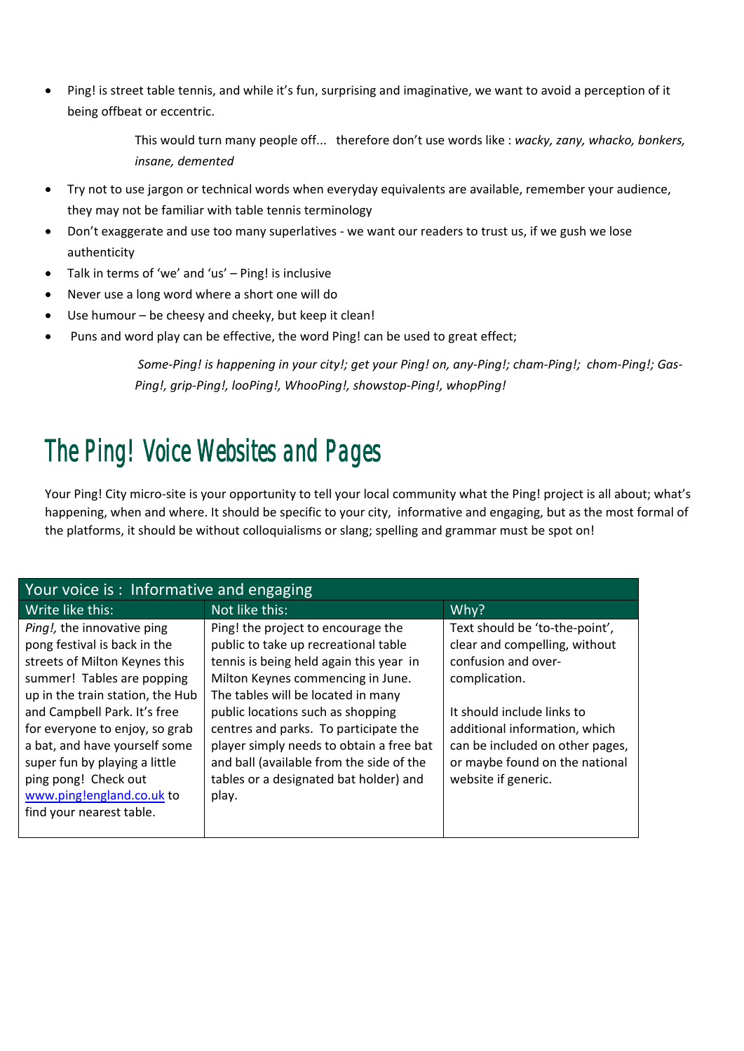- Ping! is street table tennis, and while it's fun, surprising and imaginative, we want to avoid a perception of it being offbeat or eccentric.

  This would turn many people off... therefore don't use words like : *wacky, zany, whacko, bonkers, insane, demented*

- Try not to use jargon or technical words when everyday equivalents are available, remember your audience, they may not be familiar with table tennis terminology
- Don't exaggerate and use too many superlatives - we want our readers to trust us, if we gush we lose authenticity
- Talk in terms of 'we' and 'us' – Ping! is inclusive
- Never use a long word where a short one will do
- Use humour – be cheesy and cheeky, but keep it clean!
- Puns and word play can be effective, the word Ping! can be used to great effect;

  *Some-Ping! is happening in your city!; get your Ping! on, any-Ping!; cham-Ping!; chom-Ping!; Gas-Ping!, grip-Ping!, looPing!, WhooPing!, showstop-Ping!, whopPing!*

## The Ping! Voice Websites and Pages

Your Ping! City micro-site is your opportunity to tell your local community what the Ping! project is all about; what's happening, when and where. It should be specific to your city, informative and engaging, but as the most formal of the platforms, it should be without colloquialisms or slang; spelling and grammar must be spot on!

| Your voice is : Informative and engaging | | |
|---|---|---|
| Write like this: | Not like this: | Why? |
| *Ping!,* the innovative ping pong festival is back in the streets of Milton Keynes this summer! Tables are popping up in the train station, the Hub and Campbell Park. It's free for everyone to enjoy, so grab a bat, and have yourself some super fun by playing a little ping pong! Check out www.ping!england.co.uk to find your nearest table. | Ping! the project to encourage the public to take up recreational table tennis is being held again this year in Milton Keynes commencing in June. The tables will be located in many public locations such as shopping centres and parks. To participate the player simply needs to obtain a free bat and ball (available from the side of the tables or a designated bat holder) and play. | Text should be 'to-the-point', clear and compelling, without confusion and over-complication.<br><br>It should include links to additional information, which can be included on other pages, or maybe found on the national website if generic. |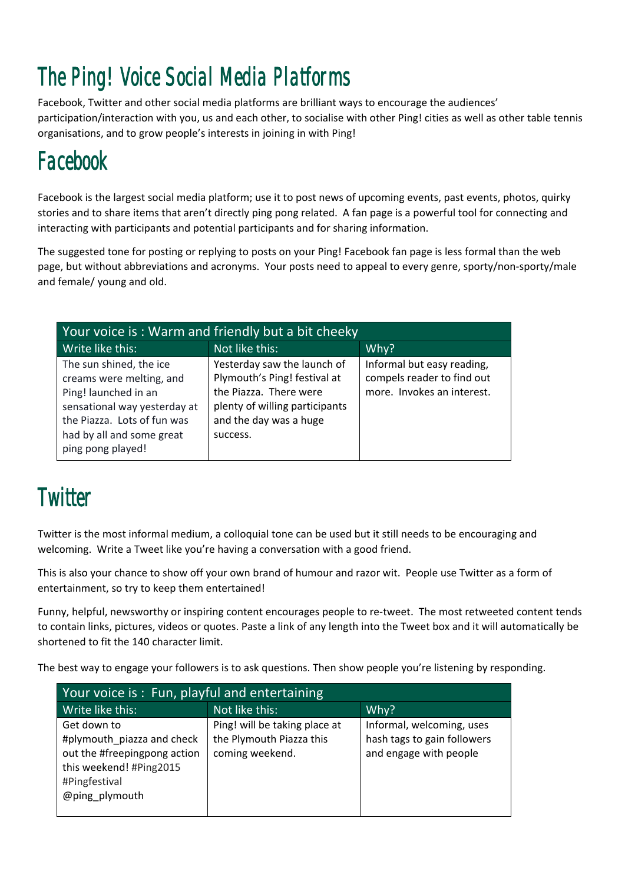# The Ping! Voice Social Media Platforms

Facebook, Twitter and other social media platforms are brilliant ways to encourage the audiences' participation/interaction with you, us and each other, to socialise with other Ping! cities as well as other table tennis organisations, and to grow people's interests in joining in with Ping!

## Facebook

Facebook is the largest social media platform; use it to post news of upcoming events, past events, photos, quirky stories and to share items that aren't directly ping pong related. A fan page is a powerful tool for connecting and interacting with participants and potential participants and for sharing information.

The suggested tone for posting or replying to posts on your Ping! Facebook fan page is less formal than the web page, but without abbreviations and acronyms. Your posts need to appeal to every genre, sporty/non-sporty/male and female/ young and old.

| Your voice is : Warm and friendly but a bit cheeky | | |
|---|---|---|
| Write like this: | Not like this: | Why? |
| The sun shined, the ice creams were melting, and Ping! launched in an sensational way yesterday at the Piazza. Lots of fun was had by all and some great ping pong played! | Yesterday saw the launch of Plymouth's Ping! festival at the Piazza. There were plenty of willing participants and the day was a huge success. | Informal but easy reading, compels reader to find out more. Invokes an interest. |

## Twitter

Twitter is the most informal medium, a colloquial tone can be used but it still needs to be encouraging and welcoming. Write a Tweet like you're having a conversation with a good friend.

This is also your chance to show off your own brand of humour and razor wit. People use Twitter as a form of entertainment, so try to keep them entertained!

Funny, helpful, newsworthy or inspiring content encourages people to re-tweet. The most retweeted content tends to contain links, pictures, videos or quotes. Paste a link of any length into the Tweet box and it will automatically be shortened to fit the 140 character limit.

The best way to engage your followers is to ask questions. Then show people you're listening by responding.

| Your voice is : Fun, playful and entertaining | | |
|---|---|---|
| Write like this: | Not like this: | Why? |
| Get down to #plymouth_piazza and check out the #freepingpong action this weekend! #Ping2015 #Pingfestival @ping_plymouth | Ping! will be taking place at the Plymouth Piazza this coming weekend. | Informal, welcoming, uses hash tags to gain followers and engage with people |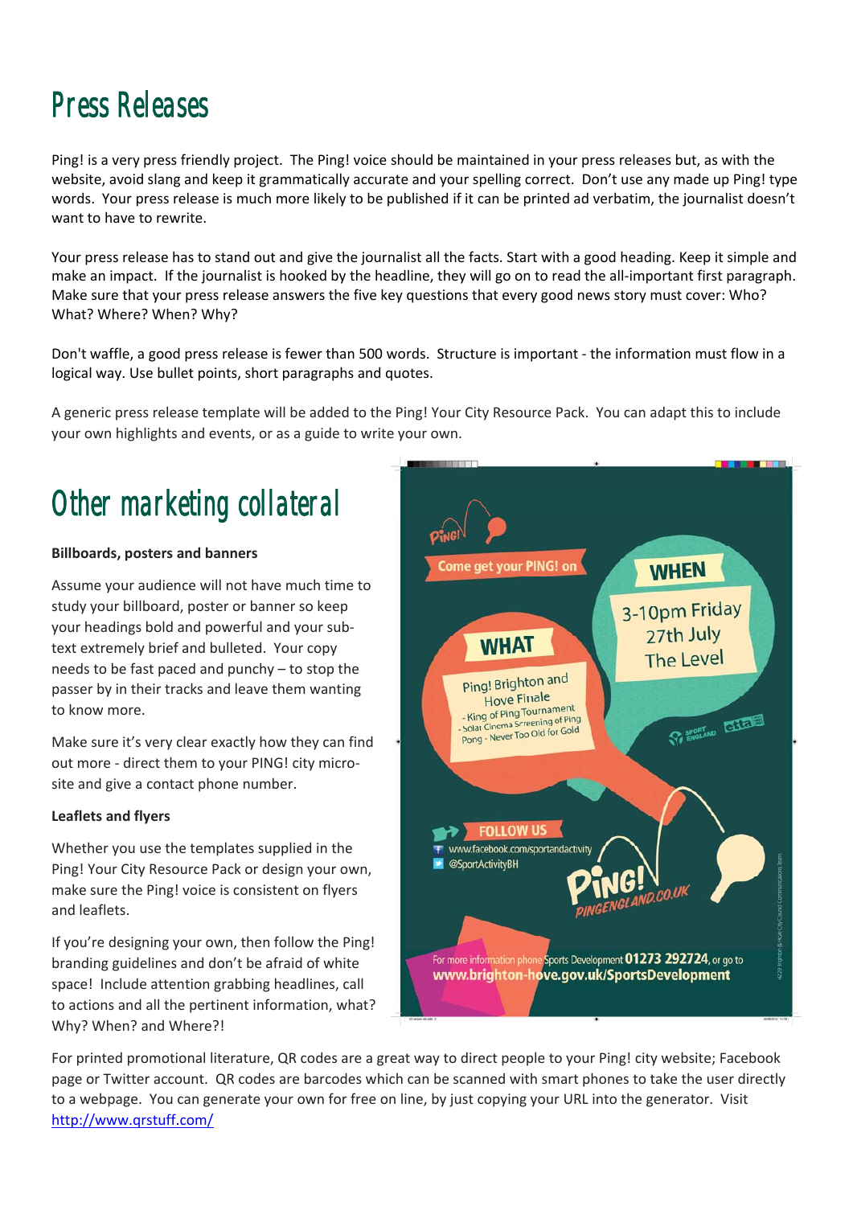# Press Releases

Ping! is a very press friendly project. The Ping! voice should be maintained in your press releases but, as with the website, avoid slang and keep it grammatically accurate and your spelling correct. Don't use any made up Ping! type words. Your press release is much more likely to be published if it can be printed ad verbatim, the journalist doesn't want to have to rewrite.

Your press release has to stand out and give the journalist all the facts. Start with a good heading. Keep it simple and make an impact. If the journalist is hooked by the headline, they will go on to read the all-important first paragraph. Make sure that your press release answers the five key questions that every good news story must cover: Who? What? Where? When? Why?

Don't waffle, a good press release is fewer than 500 words. Structure is important - the information must flow in a logical way. Use bullet points, short paragraphs and quotes.

A generic press release template will be added to the Ping! Your City Resource Pack. You can adapt this to include your own highlights and events, or as a guide to write your own.

# Other marketing collateral

**Billboards, posters and banners**

Assume your audience will not have much time to study your billboard, poster or banner so keep your headings bold and powerful and your sub-text extremely brief and bulleted. Your copy needs to be fast paced and punchy – to stop the passer by in their tracks and leave them wanting to know more.

Make sure it's very clear exactly how they can find out more - direct them to your PING! city micro-site and give a contact phone number.

**Leaflets and flyers**

Whether you use the templates supplied in the Ping! Your City Resource Pack or design your own, make sure the Ping! voice is consistent on flyers and leaflets.

If you're designing your own, then follow the Ping! branding guidelines and don't be afraid of white space! Include attention grabbing headlines, call to actions and all the pertinent information, what? Why? When? and Where?!

For printed promotional literature, QR codes are a great way to direct people to your Ping! city website; Facebook page or Twitter account. QR codes are barcodes which can be scanned with smart phones to take the user directly to a webpage. You can generate your own for free on line, by just copying your URL into the generator. Visit http://www.qrstuff.com/